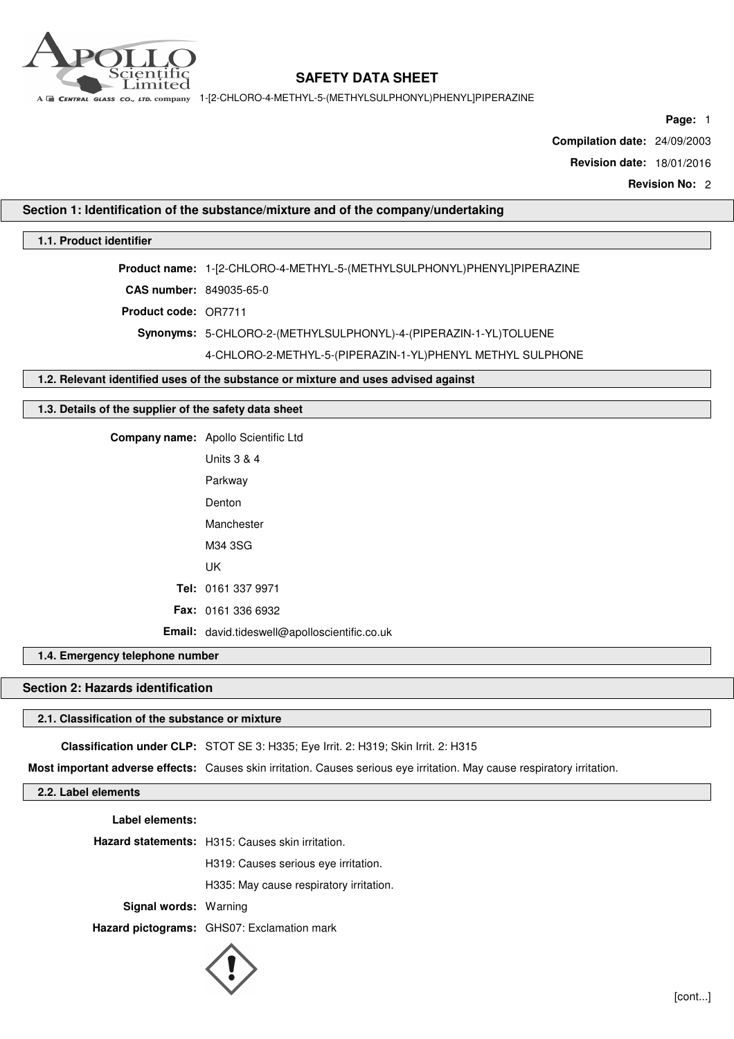# SAFETY DATA SHEET

1-[2-CHLORO-4-METHYL-5-(METHYLSULPHONYL)PHENYL]PIPERAZINE

**Page:** 1

**Compilation date:** 24/09/2003

**Revision date:** 18/01/2016

**Revision No:** 2

## Section 1: Identification of the substance/mixture and of the company/undertaking

### 1.1. Product identifier

**Product name:** 1-[2-CHLORO-4-METHYL-5-(METHYLSULPHONYL)PHENYL]PIPERAZINE

**CAS number:** 849035-65-0

**Product code:** OR7711

**Synonyms:** 5-CHLORO-2-(METHYLSULPHONYL)-4-(PIPERAZIN-1-YL)TOLUENE

4-CHLORO-2-METHYL-5-(PIPERAZIN-1-YL)PHENYL METHYL SULPHONE

### 1.2. Relevant identified uses of the substance or mixture and uses advised against

### 1.3. Details of the supplier of the safety data sheet

**Company name:** Apollo Scientific Ltd

Units 3 & 4

Parkway

Denton

Manchester

M34 3SG

UK

**Tel:** 0161 337 9971

**Fax:** 0161 336 6932

**Email:** david.tideswell@apolloscientific.co.uk

### 1.4. Emergency telephone number

## Section 2: Hazards identification

### 2.1. Classification of the substance or mixture

**Classification under CLP:** STOT SE 3: H335; Eye Irrit. 2: H319; Skin Irrit. 2: H315

**Most important adverse effects:** Causes skin irritation. Causes serious eye irritation. May cause respiratory irritation.

### 2.2. Label elements

**Label elements:**

**Hazard statements:** H315: Causes skin irritation.

H319: Causes serious eye irritation.

H335: May cause respiratory irritation.

**Signal words:** Warning

**Hazard pictograms:** GHS07: Exclamation mark

[cont...]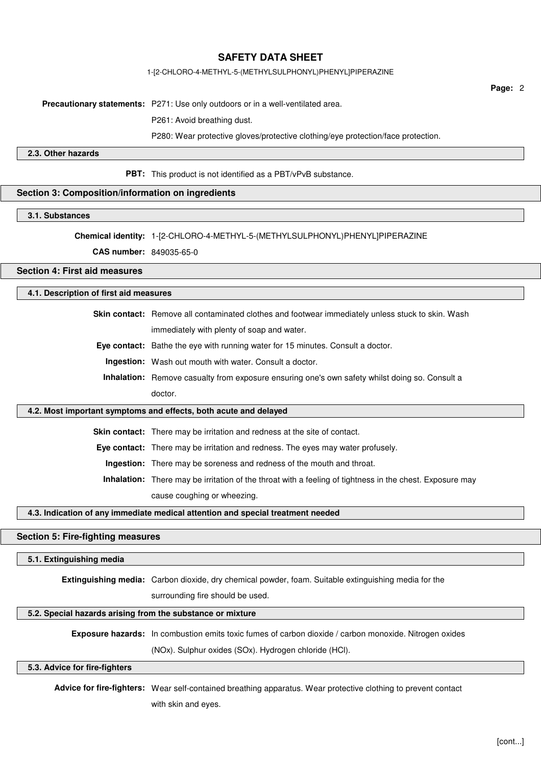**Precautionary statements:** P271: Use only outdoors or in a well-ventilated area.

P261: Avoid breathing dust.

P280: Wear protective gloves/protective clothing/eye protection/face protection.

### 2.3. Other hazards

**PBT:** This product is not identified as a PBT/vPvB substance.

## Section 3: Composition/information on ingredients

### 3.1. Substances

**Chemical identity:** 1-[2-CHLORO-4-METHYL-5-(METHYLSULPHONYL)PHENYL]PIPERAZINE

**CAS number:** 849035-65-0

## Section 4: First aid measures

### 4.1. Description of first aid measures

**Skin contact:** Remove all contaminated clothes and footwear immediately unless stuck to skin. Wash immediately with plenty of soap and water.

**Eye contact:** Bathe the eye with running water for 15 minutes. Consult a doctor.

**Ingestion:** Wash out mouth with water. Consult a doctor.

**Inhalation:** Remove casualty from exposure ensuring one's own safety whilst doing so. Consult a doctor.

### 4.2. Most important symptoms and effects, both acute and delayed

**Skin contact:** There may be irritation and redness at the site of contact.

**Eye contact:** There may be irritation and redness. The eyes may water profusely.

**Ingestion:** There may be soreness and redness of the mouth and throat.

**Inhalation:** There may be irritation of the throat with a feeling of tightness in the chest. Exposure may cause coughing or wheezing.

### 4.3. Indication of any immediate medical attention and special treatment needed

## Section 5: Fire-fighting measures

### 5.1. Extinguishing media

**Extinguishing media:** Carbon dioxide, dry chemical powder, foam. Suitable extinguishing media for the surrounding fire should be used.

### 5.2. Special hazards arising from the substance or mixture

**Exposure hazards:** In combustion emits toxic fumes of carbon dioxide / carbon monoxide. Nitrogen oxides (NOx). Sulphur oxides (SOx). Hydrogen chloride (HCl).

### 5.3. Advice for fire-fighters

**Advice for fire-fighters:** Wear self-contained breathing apparatus. Wear protective clothing to prevent contact with skin and eyes.

[cont...]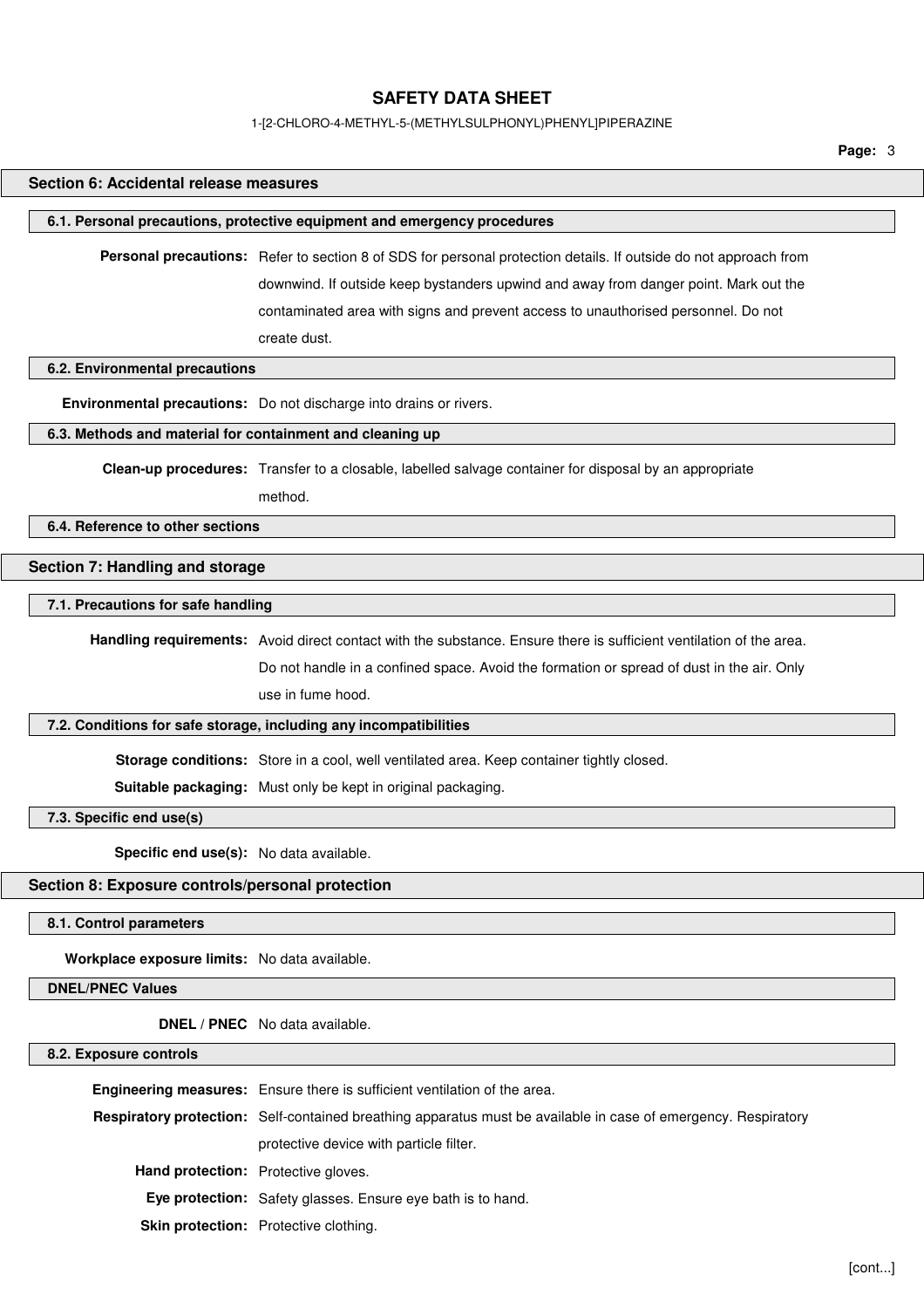## Section 6: Accidental release measures

### 6.1. Personal precautions, protective equipment and emergency procedures

**Personal precautions:** Refer to section 8 of SDS for personal protection details. If outside do not approach from downwind. If outside keep bystanders upwind and away from danger point. Mark out the contaminated area with signs and prevent access to unauthorised personnel. Do not create dust.

### 6.2. Environmental precautions

**Environmental precautions:** Do not discharge into drains or rivers.

### 6.3. Methods and material for containment and cleaning up

**Clean-up procedures:** Transfer to a closable, labelled salvage container for disposal by an appropriate method.

### 6.4. Reference to other sections

## Section 7: Handling and storage

### 7.1. Precautions for safe handling

**Handling requirements:** Avoid direct contact with the substance. Ensure there is sufficient ventilation of the area. Do not handle in a confined space. Avoid the formation or spread of dust in the air. Only use in fume hood.

### 7.2. Conditions for safe storage, including any incompatibilities

**Storage conditions:** Store in a cool, well ventilated area. Keep container tightly closed.

**Suitable packaging:** Must only be kept in original packaging.

### 7.3. Specific end use(s)

**Specific end use(s):** No data available.

## Section 8: Exposure controls/personal protection

### 8.1. Control parameters

**Workplace exposure limits:** No data available.

### DNEL/PNEC Values

**DNEL / PNEC** No data available.

### 8.2. Exposure controls

**Engineering measures:** Ensure there is sufficient ventilation of the area.

**Respiratory protection:** Self-contained breathing apparatus must be available in case of emergency. Respiratory protective device with particle filter.

**Hand protection:** Protective gloves.

**Eye protection:** Safety glasses. Ensure eye bath is to hand.

**Skin protection:** Protective clothing.

[cont...]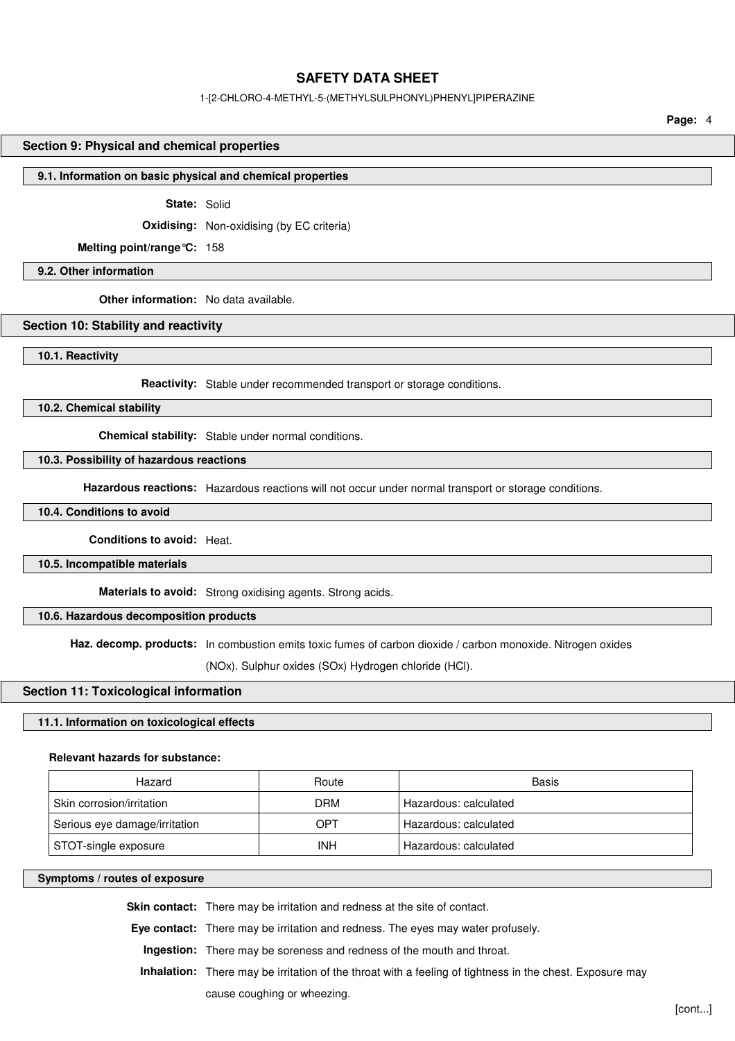## Section 9: Physical and chemical properties

### 9.1. Information on basic physical and chemical properties

**State:** Solid

**Oxidising:** Non-oxidising (by EC criteria)

**Melting point/range°C:** 158

### 9.2. Other information

**Other information:** No data available.

## Section 10: Stability and reactivity

### 10.1. Reactivity

**Reactivity:** Stable under recommended transport or storage conditions.

### 10.2. Chemical stability

**Chemical stability:** Stable under normal conditions.

### 10.3. Possibility of hazardous reactions

**Hazardous reactions:** Hazardous reactions will not occur under normal transport or storage conditions.

### 10.4. Conditions to avoid

**Conditions to avoid:** Heat.

### 10.5. Incompatible materials

**Materials to avoid:** Strong oxidising agents. Strong acids.

### 10.6. Hazardous decomposition products

**Haz. decomp. products:** In combustion emits toxic fumes of carbon dioxide / carbon monoxide. Nitrogen oxides (NOx). Sulphur oxides (SOx) Hydrogen chloride (HCl).

## Section 11: Toxicological information

### 11.1. Information on toxicological effects

**Relevant hazards for substance:**

| Hazard | Route | Basis |
|---|---|---|
| Skin corrosion/irritation | DRM | Hazardous: calculated |
| Serious eye damage/irritation | OPT | Hazardous: calculated |
| STOT-single exposure | INH | Hazardous: calculated |

### Symptoms / routes of exposure

**Skin contact:** There may be irritation and redness at the site of contact.

**Eye contact:** There may be irritation and redness. The eyes may water profusely.

**Ingestion:** There may be soreness and redness of the mouth and throat.

**Inhalation:** There may be irritation of the throat with a feeling of tightness in the chest. Exposure may cause coughing or wheezing.

[cont...]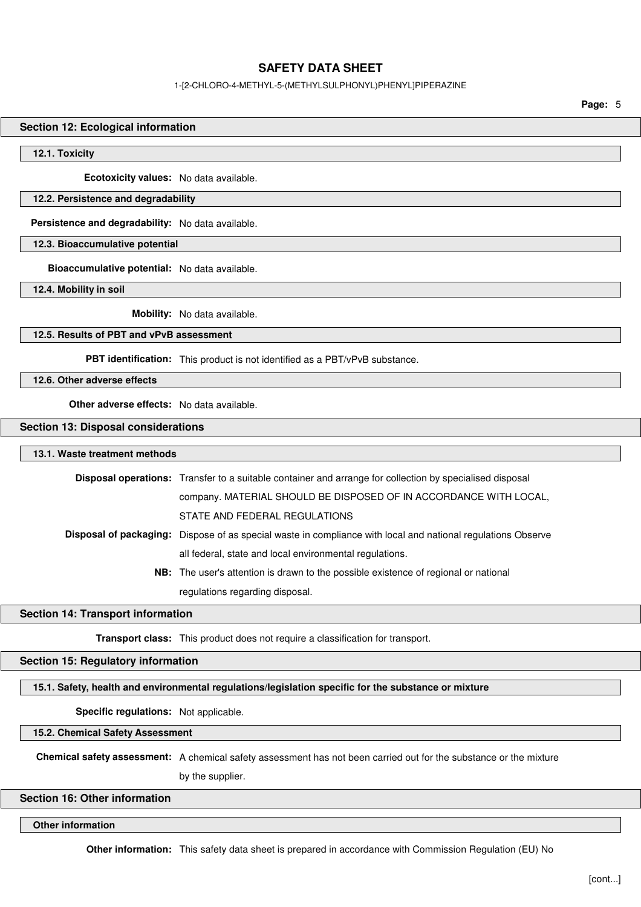## Section 12: Ecological information

### 12.1. Toxicity

**Ecotoxicity values:** No data available.

### 12.2. Persistence and degradability

**Persistence and degradability:** No data available.

### 12.3. Bioaccumulative potential

**Bioaccumulative potential:** No data available.

### 12.4. Mobility in soil

**Mobility:** No data available.

### 12.5. Results of PBT and vPvB assessment

**PBT identification:** This product is not identified as a PBT/vPvB substance.

### 12.6. Other adverse effects

**Other adverse effects:** No data available.

## Section 13: Disposal considerations

### 13.1. Waste treatment methods

**Disposal operations:** Transfer to a suitable container and arrange for collection by specialised disposal company. MATERIAL SHOULD BE DISPOSED OF IN ACCORDANCE WITH LOCAL, STATE AND FEDERAL REGULATIONS

**Disposal of packaging:** Dispose of as special waste in compliance with local and national regulations Observe all federal, state and local environmental regulations.

**NB:** The user's attention is drawn to the possible existence of regional or national regulations regarding disposal.

## Section 14: Transport information

**Transport class:** This product does not require a classification for transport.

## Section 15: Regulatory information

### 15.1. Safety, health and environmental regulations/legislation specific for the substance or mixture

**Specific regulations:** Not applicable.

### 15.2. Chemical Safety Assessment

**Chemical safety assessment:** A chemical safety assessment has not been carried out for the substance or the mixture by the supplier.

## Section 16: Other information

### Other information

**Other information:** This safety data sheet is prepared in accordance with Commission Regulation (EU) No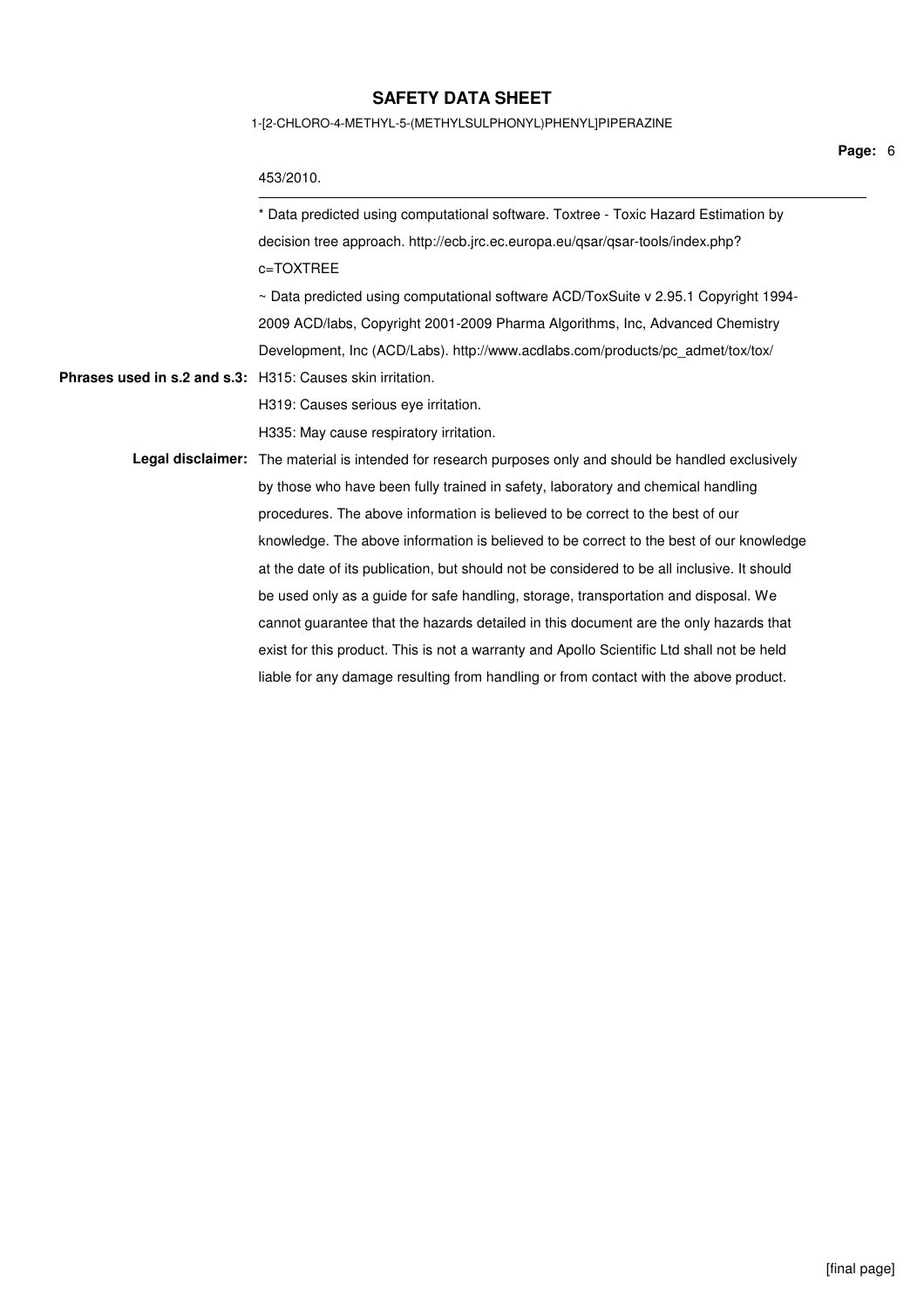453/2010.

* Data predicted using computational software. Toxtree - Toxic Hazard Estimation by decision tree approach. http://ecb.jrc.ec.europa.eu/qsar/qsar-tools/index.php?c=TOXTREE

~ Data predicted using computational software ACD/ToxSuite v 2.95.1 Copyright 1994-2009 ACD/labs, Copyright 2001-2009 Pharma Algorithms, Inc, Advanced Chemistry Development, Inc (ACD/Labs). http://www.acdlabs.com/products/pc_admet/tox/tox/

**Phrases used in s.2 and s.3:** H315: Causes skin irritation.

H319: Causes serious eye irritation.

H335: May cause respiratory irritation.

**Legal disclaimer:** The material is intended for research purposes only and should be handled exclusively by those who have been fully trained in safety, laboratory and chemical handling procedures. The above information is believed to be correct to the best of our knowledge. The above information is believed to be correct to the best of our knowledge at the date of its publication, but should not be considered to be all inclusive. It should be used only as a guide for safe handling, storage, transportation and disposal. We cannot guarantee that the hazards detailed in this document are the only hazards that exist for this product. This is not a warranty and Apollo Scientific Ltd shall not be held liable for any damage resulting from handling or from contact with the above product.

[final page]